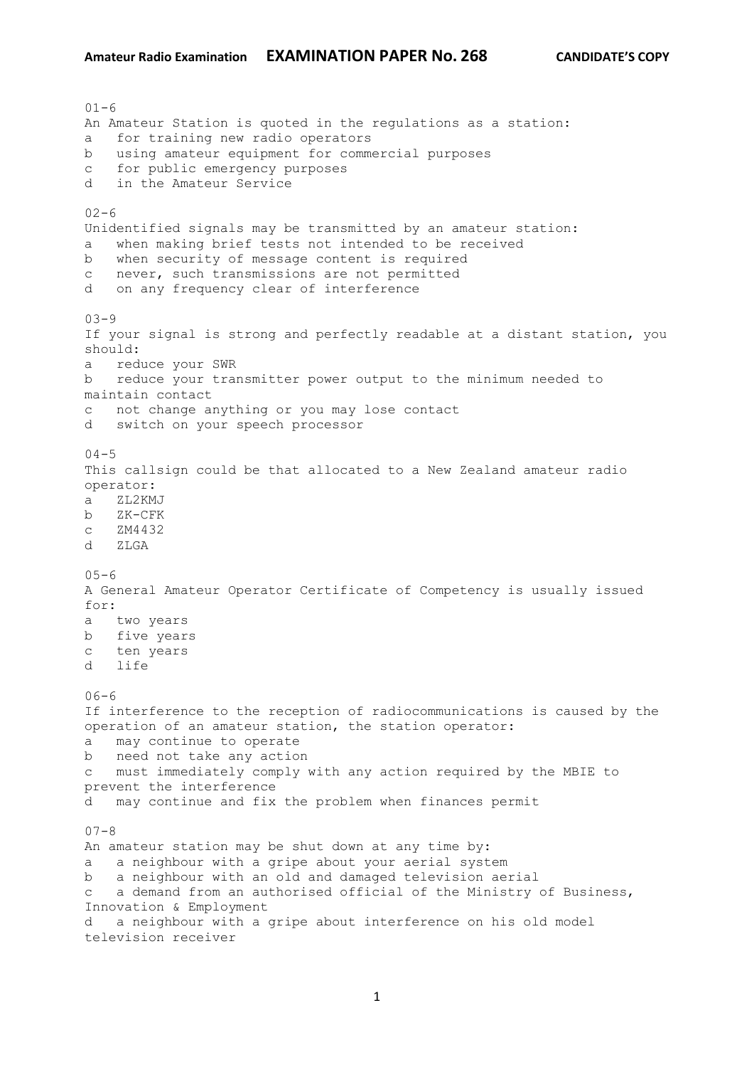01-6
An Amateur Station is quoted in the regulations as a station:
a   for training new radio operators
b   using amateur equipment for commercial purposes
c   for public emergency purposes
d   in the Amateur Service

02-6
Unidentified signals may be transmitted by an amateur station:
a   when making brief tests not intended to be received
b   when security of message content is required
c   never, such transmissions are not permitted
d   on any frequency clear of interference

03-9
If your signal is strong and perfectly readable at a distant station, you should:
a   reduce your SWR
b   reduce your transmitter power output to the minimum needed to maintain contact
c   not change anything or you may lose contact
d   switch on your speech processor

04-5
This callsign could be that allocated to a New Zealand amateur radio operator:
a   ZL2KMJ
b   ZK-CFK
c   ZM4432
d   ZLGA

05-6
A General Amateur Operator Certificate of Competency is usually issued for:
a   two years
b   five years
c   ten years
d   life

06-6
If interference to the reception of radiocommunications is caused by the operation of an amateur station, the station operator:
a   may continue to operate
b   need not take any action
c   must immediately comply with any action required by the MBIE to prevent the interference
d   may continue and fix the problem when finances permit

07-8
An amateur station may be shut down at any time by:
a   a neighbour with a gripe about your aerial system
b   a neighbour with an old and damaged television aerial
c   a demand from an authorised official of the Ministry of Business, Innovation & Employment
d   a neighbour with a gripe about interference on his old model television receiver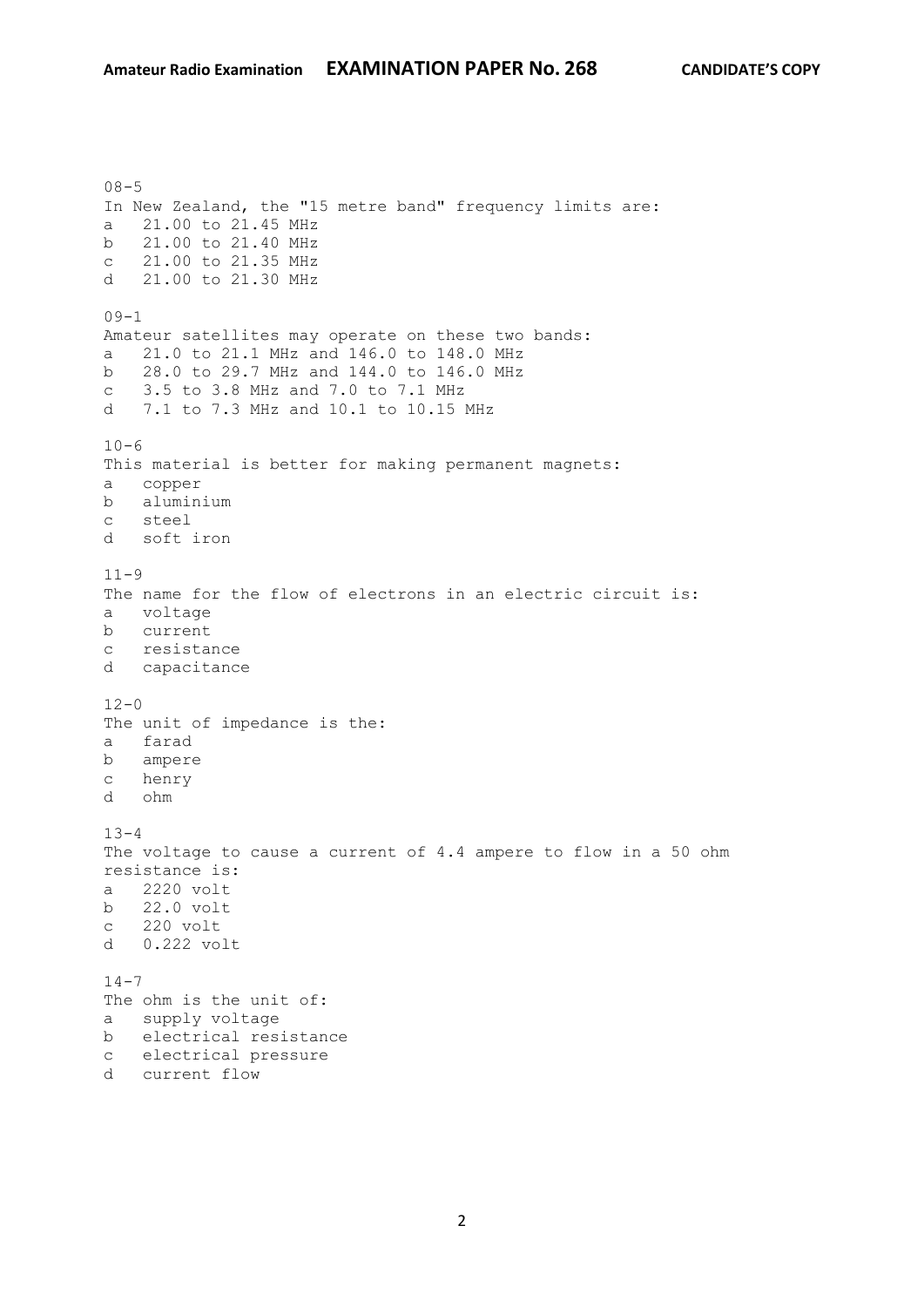08-5
In New Zealand, the "15 metre band" frequency limits are:
a   21.00 to 21.45 MHz
b   21.00 to 21.40 MHz
c   21.00 to 21.35 MHz
d   21.00 to 21.30 MHz

09-1
Amateur satellites may operate on these two bands:
a   21.0 to 21.1 MHz and 146.0 to 148.0 MHz
b   28.0 to 29.7 MHz and 144.0 to 146.0 MHz
c   3.5 to 3.8 MHz and 7.0 to 7.1 MHz
d   7.1 to 7.3 MHz and 10.1 to 10.15 MHz

10-6
This material is better for making permanent magnets:
a   copper
b   aluminium
c   steel
d   soft iron

11-9
The name for the flow of electrons in an electric circuit is:
a   voltage
b   current
c   resistance
d   capacitance

12-0
The unit of impedance is the:
a   farad
b   ampere
c   henry
d   ohm

13-4
The voltage to cause a current of 4.4 ampere to flow in a 50 ohm resistance is:
a   2220 volt
b   22.0 volt
c   220 volt
d   0.222 volt

14-7
The ohm is the unit of:
a   supply voltage
b   electrical resistance
c   electrical pressure
d   current flow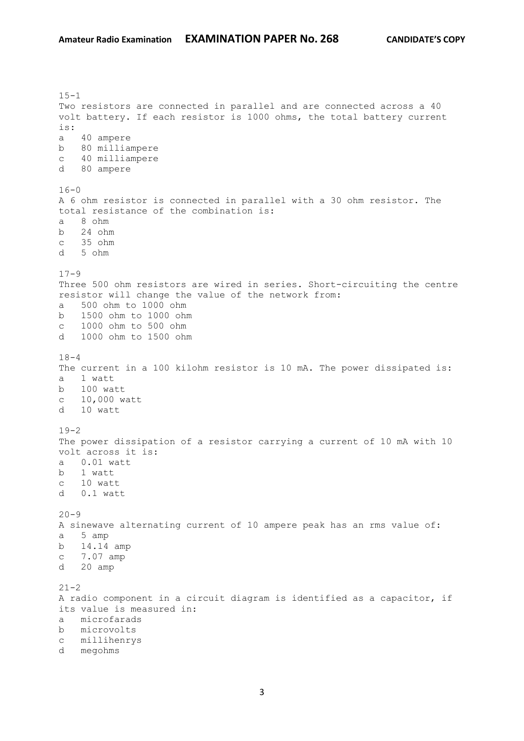15-1
Two resistors are connected in parallel and are connected across a 40 volt battery. If each resistor is 1000 ohms, the total battery current is:
a 40 ampere
b 80 milliampere
c 40 milliampere
d 80 ampere

16-0
A 6 ohm resistor is connected in parallel with a 30 ohm resistor. The total resistance of the combination is:
a 8 ohm
b 24 ohm
c 35 ohm
d 5 ohm

17-9
Three 500 ohm resistors are wired in series. Short-circuiting the centre resistor will change the value of the network from:
a 500 ohm to 1000 ohm
b 1500 ohm to 1000 ohm
c 1000 ohm to 500 ohm
d 1000 ohm to 1500 ohm

18-4
The current in a 100 kilohm resistor is 10 mA. The power dissipated is:
a 1 watt
b 100 watt
c 10,000 watt
d 10 watt

19-2
The power dissipation of a resistor carrying a current of 10 mA with 10 volt across it is:
a 0.01 watt
b 1 watt
c 10 watt
d 0.1 watt

20-9
A sinewave alternating current of 10 ampere peak has an rms value of:
a 5 amp
b 14.14 amp
c 7.07 amp
d 20 amp

21-2
A radio component in a circuit diagram is identified as a capacitor, if its value is measured in:
a microfarads
b microvolts
c millihenrys
d megohms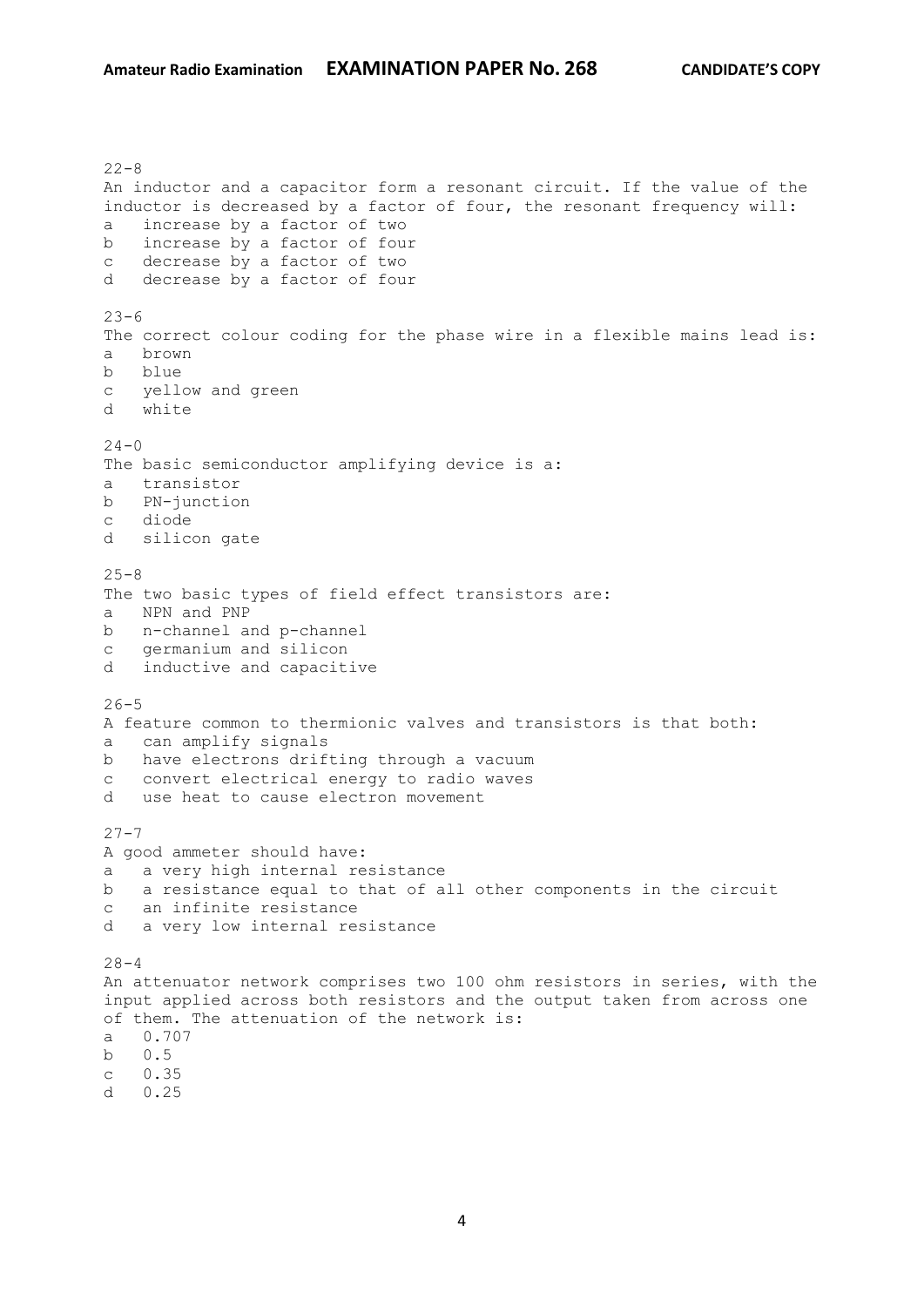22-8
An inductor and a capacitor form a resonant circuit. If the value of the inductor is decreased by a factor of four, the resonant frequency will:
a   increase by a factor of two
b   increase by a factor of four
c   decrease by a factor of two
d   decrease by a factor of four

23-6
The correct colour coding for the phase wire in a flexible mains lead is:
a   brown
b   blue
c   yellow and green
d   white

24-0
The basic semiconductor amplifying device is a:
a   transistor
b   PN-junction
c   diode
d   silicon gate

25-8
The two basic types of field effect transistors are:
a   NPN and PNP
b   n-channel and p-channel
c   germanium and silicon
d   inductive and capacitive

26-5
A feature common to thermionic valves and transistors is that both:
a   can amplify signals
b   have electrons drifting through a vacuum
c   convert electrical energy to radio waves
d   use heat to cause electron movement

27-7
A good ammeter should have:
a   a very high internal resistance
b   a resistance equal to that of all other components in the circuit
c   an infinite resistance
d   a very low internal resistance

28-4
An attenuator network comprises two 100 ohm resistors in series, with the input applied across both resistors and the output taken from across one of them. The attenuation of the network is:
a   0.707
b   0.5
c   0.35
d   0.25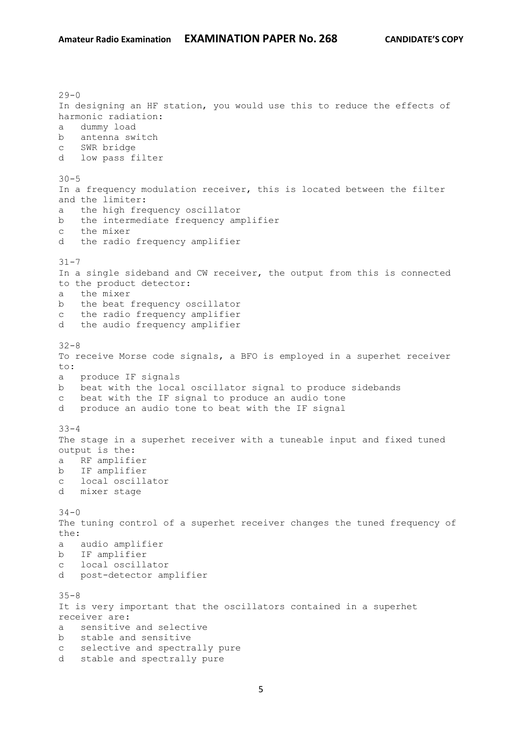29-0
In designing an HF station, you would use this to reduce the effects of harmonic radiation:
a   dummy load
b   antenna switch
c   SWR bridge
d   low pass filter

30-5
In a frequency modulation receiver, this is located between the filter and the limiter:
a   the high frequency oscillator
b   the intermediate frequency amplifier
c   the mixer
d   the radio frequency amplifier

31-7
In a single sideband and CW receiver, the output from this is connected to the product detector:
a   the mixer
b   the beat frequency oscillator
c   the radio frequency amplifier
d   the audio frequency amplifier

32-8
To receive Morse code signals, a BFO is employed in a superhet receiver to:
a   produce IF signals
b   beat with the local oscillator signal to produce sidebands
c   beat with the IF signal to produce an audio tone
d   produce an audio tone to beat with the IF signal

33-4
The stage in a superhet receiver with a tuneable input and fixed tuned output is the:
a   RF amplifier
b   IF amplifier
c   local oscillator
d   mixer stage

34-0
The tuning control of a superhet receiver changes the tuned frequency of the:
a   audio amplifier
b   IF amplifier
c   local oscillator
d   post-detector amplifier

35-8
It is very important that the oscillators contained in a superhet receiver are:
a   sensitive and selective
b   stable and sensitive
c   selective and spectrally pure
d   stable and spectrally pure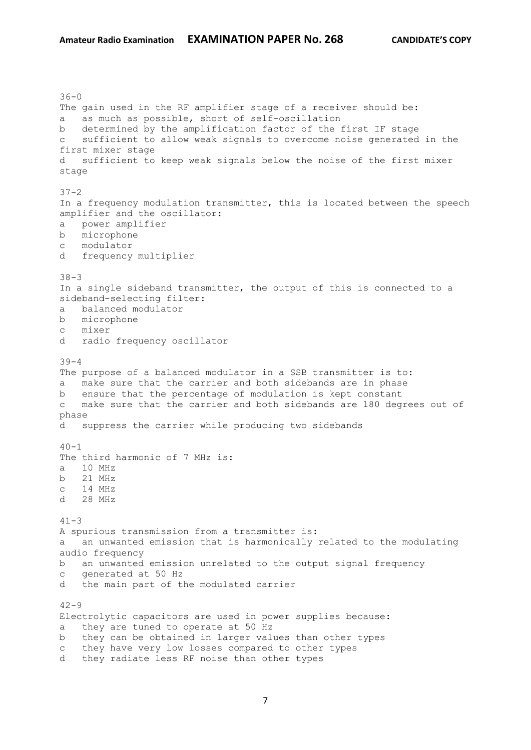36-0
The gain used in the RF amplifier stage of a receiver should be:
a as much as possible, short of self-oscillation
b determined by the amplification factor of the first IF stage
c sufficient to allow weak signals to overcome noise generated in the first mixer stage
d sufficient to keep weak signals below the noise of the first mixer stage

37-2
In a frequency modulation transmitter, this is located between the speech amplifier and the oscillator:
a power amplifier
b microphone
c modulator
d frequency multiplier

38-3
In a single sideband transmitter, the output of this is connected to a sideband-selecting filter:
a balanced modulator
b microphone
c mixer
d radio frequency oscillator

39-4
The purpose of a balanced modulator in a SSB transmitter is to:
a make sure that the carrier and both sidebands are in phase
b ensure that the percentage of modulation is kept constant
c make sure that the carrier and both sidebands are 180 degrees out of phase
d suppress the carrier while producing two sidebands

40-1
The third harmonic of 7 MHz is:
a 10 MHz
b 21 MHz
c 14 MHz
d 28 MHz

41-3
A spurious transmission from a transmitter is:
a an unwanted emission that is harmonically related to the modulating audio frequency
b an unwanted emission unrelated to the output signal frequency
c generated at 50 Hz
d the main part of the modulated carrier

42-9
Electrolytic capacitors are used in power supplies because:
a they are tuned to operate at 50 Hz
b they can be obtained in larger values than other types
c they have very low losses compared to other types
d they radiate less RF noise than other types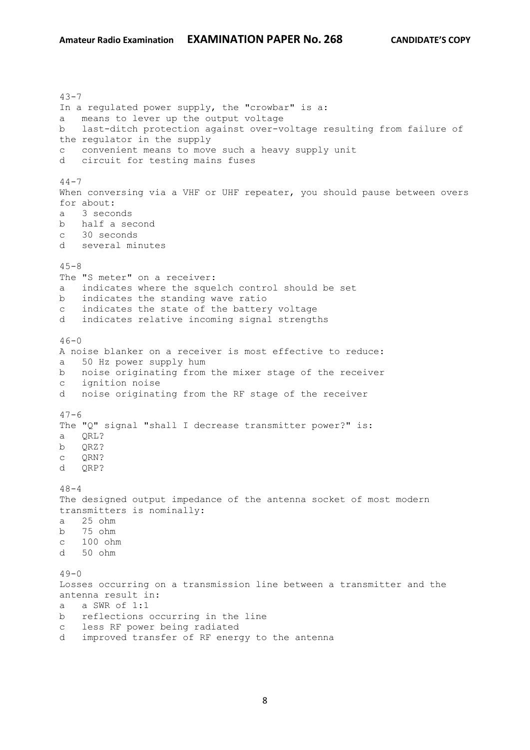43-7
In a regulated power supply, the "crowbar" is a:
a means to lever up the output voltage
b last-ditch protection against over-voltage resulting from failure of the regulator in the supply
c convenient means to move such a heavy supply unit
d circuit for testing mains fuses

44-7
When conversing via a VHF or UHF repeater, you should pause between overs for about:
a 3 seconds
b half a second
c 30 seconds
d several minutes

45-8
The "S meter" on a receiver:
a indicates where the squelch control should be set
b indicates the standing wave ratio
c indicates the state of the battery voltage
d indicates relative incoming signal strengths

46-0
A noise blanker on a receiver is most effective to reduce:
a 50 Hz power supply hum
b noise originating from the mixer stage of the receiver
c ignition noise
d noise originating from the RF stage of the receiver

47-6
The "Q" signal "shall I decrease transmitter power?" is:
a QRL?
b QRZ?
c QRN?
d QRP?

48-4
The designed output impedance of the antenna socket of most modern transmitters is nominally:
a 25 ohm
b 75 ohm
c 100 ohm
d 50 ohm

49-0
Losses occurring on a transmission line between a transmitter and the antenna result in:
a a SWR of 1:1
b reflections occurring in the line
c less RF power being radiated
d improved transfer of RF energy to the antenna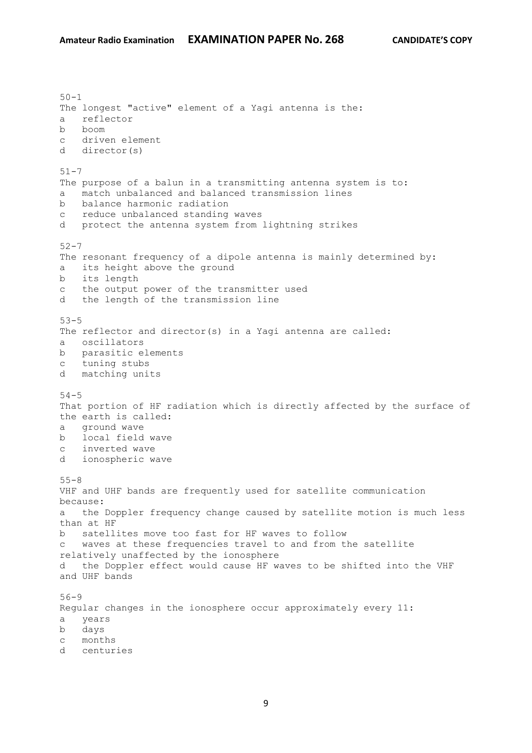50-1
The longest "active" element of a Yagi antenna is the:
a   reflector
b   boom
c   driven element
d   director(s)

51-7
The purpose of a balun in a transmitting antenna system is to:
a   match unbalanced and balanced transmission lines
b   balance harmonic radiation
c   reduce unbalanced standing waves
d   protect the antenna system from lightning strikes

52-7
The resonant frequency of a dipole antenna is mainly determined by:
a   its height above the ground
b   its length
c   the output power of the transmitter used
d   the length of the transmission line

53-5
The reflector and director(s) in a Yagi antenna are called:
a   oscillators
b   parasitic elements
c   tuning stubs
d   matching units

54-5
That portion of HF radiation which is directly affected by the surface of the earth is called:
a   ground wave
b   local field wave
c   inverted wave
d   ionospheric wave

55-8
VHF and UHF bands are frequently used for satellite communication because:
a   the Doppler frequency change caused by satellite motion is much less than at HF
b   satellites move too fast for HF waves to follow
c   waves at these frequencies travel to and from the satellite relatively unaffected by the ionosphere
d   the Doppler effect would cause HF waves to be shifted into the VHF and UHF bands

56-9
Regular changes in the ionosphere occur approximately every 11:
a   years
b   days
c   months
d   centuries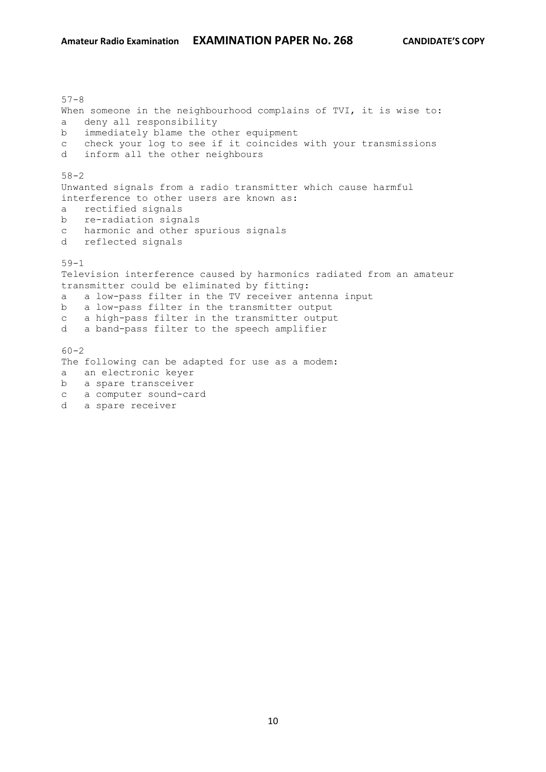57-8
When someone in the neighbourhood complains of TVI, it is wise to:

a   deny all responsibility
b   immediately blame the other equipment
c   check your log to see if it coincides with your transmissions
d   inform all the other neighbours

58-2
Unwanted signals from a radio transmitter which cause harmful interference to other users are known as:

a   rectified signals
b   re-radiation signals
c   harmonic and other spurious signals
d   reflected signals

59-1
Television interference caused by harmonics radiated from an amateur transmitter could be eliminated by fitting:

a   a low-pass filter in the TV receiver antenna input
b   a low-pass filter in the transmitter output
c   a high-pass filter in the transmitter output
d   a band-pass filter to the speech amplifier

60-2
The following can be adapted for use as a modem:

a   an electronic keyer
b   a spare transceiver
c   a computer sound-card
d   a spare receiver